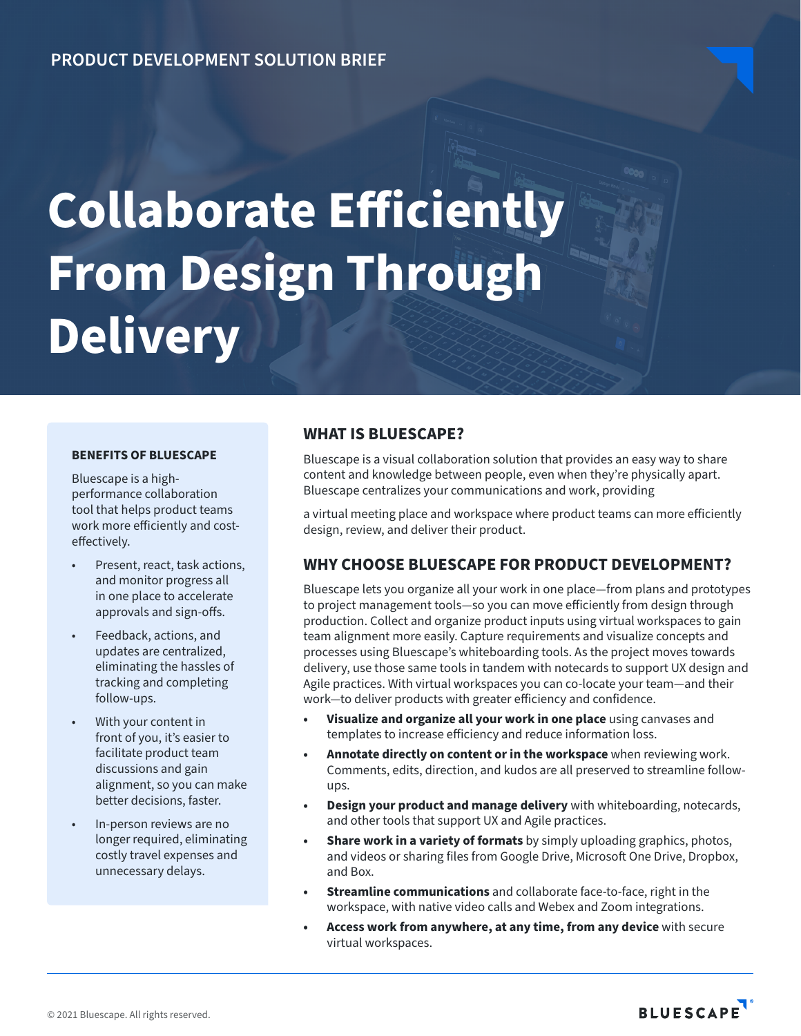PRODUCT DEVELOPMENT SOLUTION BRIEF

# Collaborate Efficiently From Design Through Delivery

### BENEFITS OF BLUESCAPE

Bluescape is a high-performance collaboration tool that helps product teams work more efficiently and cost-effectively.

- Present, react, task actions, and monitor progress all in one place to accelerate approvals and sign-offs.
- Feedback, actions, and updates are centralized, eliminating the hassles of tracking and completing follow-ups.
- With your content in front of you, it's easier to facilitate product team discussions and gain alignment, so you can make better decisions, faster.
- In-person reviews are no longer required, eliminating costly travel expenses and unnecessary delays.

## WHAT IS BLUESCAPE?

Bluescape is a visual collaboration solution that provides an easy way to share content and knowledge between people, even when they're physically apart. Bluescape centralizes your communications and work, providing

a virtual meeting place and workspace where product teams can more efficiently design, review, and deliver their product.

## WHY CHOOSE BLUESCAPE FOR PRODUCT DEVELOPMENT?

Bluescape lets you organize all your work in one place—from plans and prototypes to project management tools—so you can move efficiently from design through production. Collect and organize product inputs using virtual workspaces to gain team alignment more easily. Capture requirements and visualize concepts and processes using Bluescape's whiteboarding tools. As the project moves towards delivery, use those same tools in tandem with notecards to support UX design and Agile practices. With virtual workspaces you can co-locate your team—and their work—to deliver products with greater efficiency and confidence.

- **Visualize and organize all your work in one place** using canvases and templates to increase efficiency and reduce information loss.
- **Annotate directly on content or in the workspace** when reviewing work. Comments, edits, direction, and kudos are all preserved to streamline follow-ups.
- **Design your product and manage delivery** with whiteboarding, notecards, and other tools that support UX and Agile practices.
- **Share work in a variety of formats** by simply uploading graphics, photos, and videos or sharing files from Google Drive, Microsoft One Drive, Dropbox, and Box.
- **Streamline communications** and collaborate face-to-face, right in the workspace, with native video calls and Webex and Zoom integrations.
- **Access work from anywhere, at any time, from any device** with secure virtual workspaces.

© 2021 Bluescape. All rights reserved.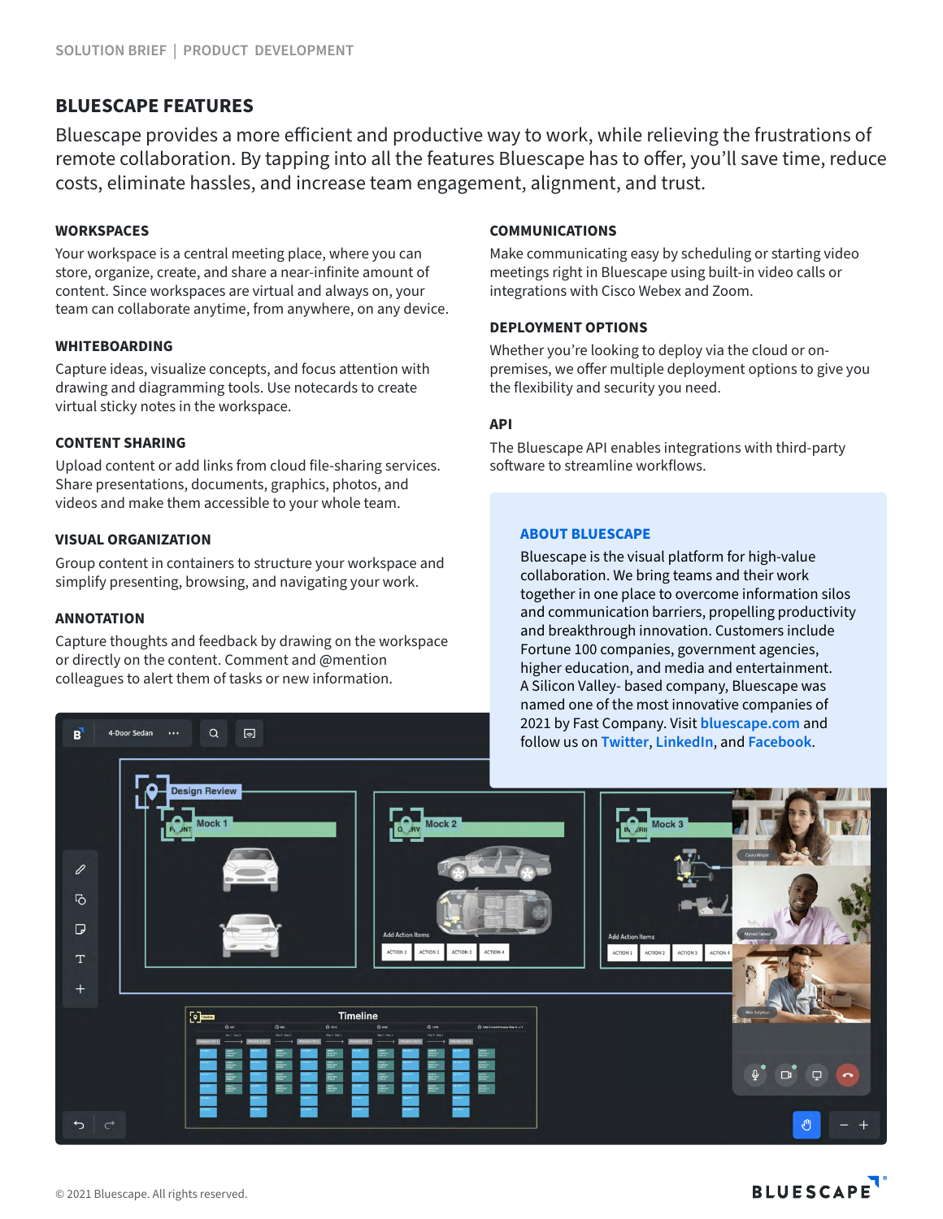SOLUTION BRIEF | PRODUCT DEVELOPMENT

## BLUESCAPE FEATURES

Bluescape provides a more efficient and productive way to work, while relieving the frustrations of remote collaboration. By tapping into all the features Bluescape has to offer, you'll save time, reduce costs, eliminate hassles, and increase team engagement, alignment, and trust.

### WORKSPACES

Your workspace is a central meeting place, where you can store, organize, create, and share a near-infinite amount of content. Since workspaces are virtual and always on, your team can collaborate anytime, from anywhere, on any device.

### WHITEBOARDING

Capture ideas, visualize concepts, and focus attention with drawing and diagramming tools. Use notecards to create virtual sticky notes in the workspace.

### CONTENT SHARING

Upload content or add links from cloud file-sharing services. Share presentations, documents, graphics, photos, and videos and make them accessible to your whole team.

### VISUAL ORGANIZATION

Group content in containers to structure your workspace and simplify presenting, browsing, and navigating your work.

### ANNOTATION

Capture thoughts and feedback by drawing on the workspace or directly on the content. Comment and @mention colleagues to alert them of tasks or new information.

### COMMUNICATIONS

Make communicating easy by scheduling or starting video meetings right in Bluescape using built-in video calls or integrations with Cisco Webex and Zoom.

### DEPLOYMENT OPTIONS

Whether you're looking to deploy via the cloud or on-premises, we offer multiple deployment options to give you the flexibility and security you need.

### API

The Bluescape API enables integrations with third-party software to streamline workflows.

### ABOUT BLUESCAPE

Bluescape is the visual platform for high-value collaboration. We bring teams and their work together in one place to overcome information silos and communication barriers, propelling productivity and breakthrough innovation. Customers include Fortune 100 companies, government agencies, higher education, and media and entertainment. A Silicon Valley- based company, Bluescape was named one of the most innovative companies of 2021 by Fast Company. Visit bluescape.com and follow us on Twitter, LinkedIn, and Facebook.

© 2021 Bluescape. All rights reserved.